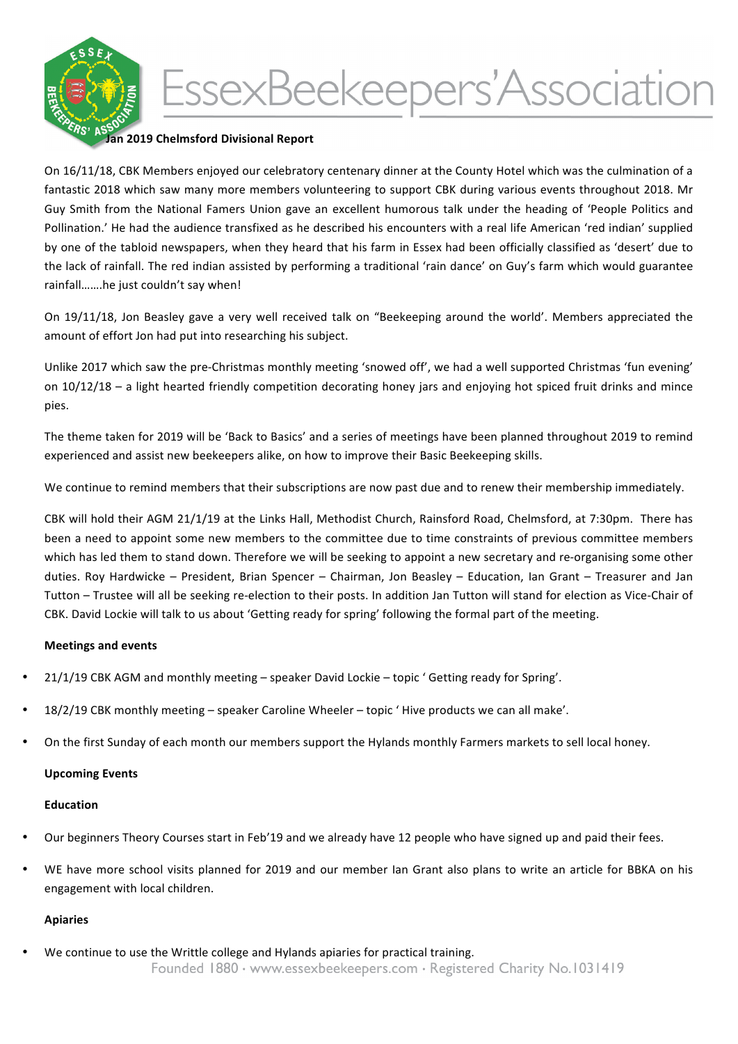# EssexBeekeepers'Association

**Jan 2019 Chelmsford Divisional Report**

On 16/11/18, CBK Members enjoyed our celebratory centenary dinner at the County Hotel which was the culmination of a fantastic 2018 which saw many more members volunteering to support CBK during various events throughout 2018. Mr Guy Smith from the National Famers Union gave an excellent humorous talk under the heading of 'People Politics and Pollination.' He had the audience transfixed as he described his encounters with a real life American 'red indian' supplied by one of the tabloid newspapers, when they heard that his farm in Essex had been officially classified as 'desert' due to the lack of rainfall. The red indian assisted by performing a traditional 'rain dance' on Guy's farm which would guarantee rainfall…….he just couldn't say when!

On 19/11/18, Jon Beasley gave a very well received talk on "Beekeeping around the world'. Members appreciated the amount of effort Jon had put into researching his subject.

Unlike 2017 which saw the pre-Christmas monthly meeting 'snowed off', we had a well supported Christmas 'fun evening' on 10/12/18 – a light hearted friendly competition decorating honey jars and enjoying hot spiced fruit drinks and mince pies.

The theme taken for 2019 will be 'Back to Basics' and a series of meetings have been planned throughout 2019 to remind experienced and assist new beekeepers alike, on how to improve their Basic Beekeeping skills.

We continue to remind members that their subscriptions are now past due and to renew their membership immediately.

CBK will hold their AGM 21/1/19 at the Links Hall, Methodist Church, Rainsford Road, Chelmsford, at 7:30pm. There has been a need to appoint some new members to the committee due to time constraints of previous committee members which has led them to stand down. Therefore we will be seeking to appoint a new secretary and re-organising some other duties. Roy Hardwicke – President, Brian Spencer – Chairman, Jon Beasley – Education, Ian Grant – Treasurer and Jan Tutton – Trustee will all be seeking re-election to their posts. In addition Jan Tutton will stand for election as Vice-Chair of CBK. David Lockie will talk to us about 'Getting ready for spring' following the formal part of the meeting.

**Meetings and events**

- 21/1/19 CBK AGM and monthly meeting – speaker David Lockie – topic ' Getting ready for Spring'.
- 18/2/19 CBK monthly meeting – speaker Caroline Wheeler – topic ' Hive products we can all make'.
- On the first Sunday of each month our members support the Hylands monthly Farmers markets to sell local honey.

**Upcoming Events**

**Education**

- Our beginners Theory Courses start in Feb'19 and we already have 12 people who have signed up and paid their fees.
- WE have more school visits planned for 2019 and our member Ian Grant also plans to write an article for BBKA on his engagement with local children.

**Apiaries**

- We continue to use the Writtle college and Hylands apiaries for practical training.

Founded 1880 · www.essexbeekeepers.com · Registered Charity No.1031419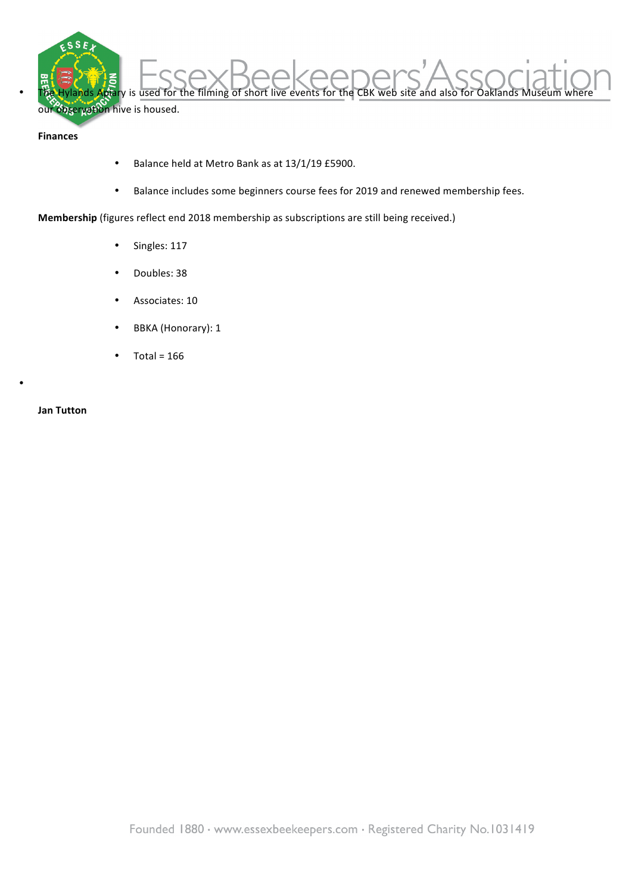- The Hylands Apiary is used for the filming of short live events for the CBK web site and also for Oaklands Museum where our observation hive is housed.

**Finances**

- Balance held at Metro Bank as at 13/1/19 £5900.
- Balance includes some beginners course fees for 2019 and renewed membership fees.

**Membership** (figures reflect end 2018 membership as subscriptions are still being received.)

- Singles: 117
- Doubles: 38
- Associates: 10
- BBKA (Honorary): 1
- Total = 166

**Jan Tutton**